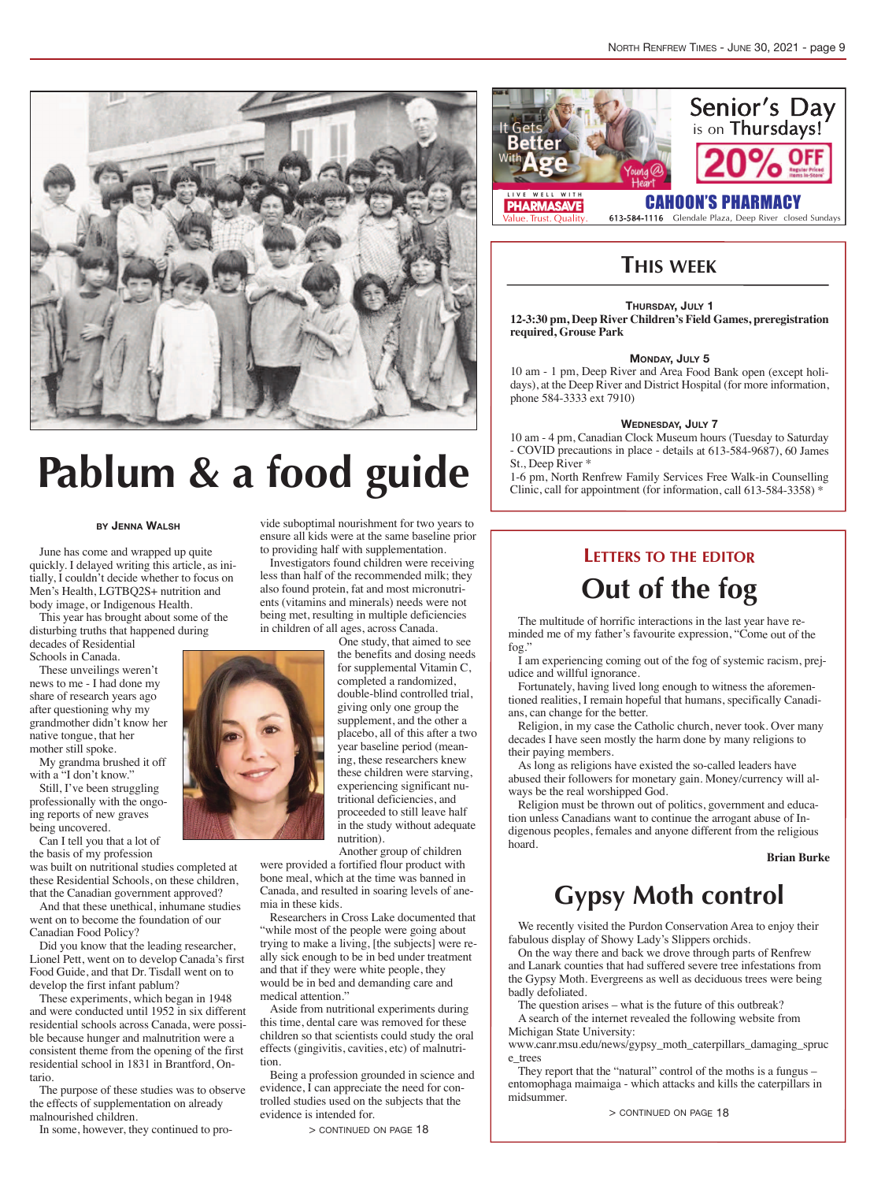# Pablum & a food guide

**By Jenna Walsh**

June has come and wrapped up quite quickly. I delayed writing this article, as initially, I couldn't decide whether to focus on Men's Health, LGTBQ2S+ nutrition and body image, or Indigenous Health.

This year has brought about some of the disturbing truths that happened during decades of Residential Schools in Canada.

These unveilings weren't news to me - I had done my share of research years ago after questioning why my grandmother didn't know her native tongue, that her mother still spoke.

My grandma brushed it off with a "I don't know."

Still, I've been struggling professionally with the ongoing reports of new graves being uncovered.

Can I tell you that a lot of the basis of my profession was built on nutritional studies completed at these Residential Schools, on these children, that the Canadian government approved?

And that these unethical, inhumane studies went on to become the foundation of our Canadian Food Policy?

Did you know that the leading researcher, Lionel Pett, went on to develop Canada's first Food Guide, and that Dr. Tisdall went on to develop the first infant pablum?

These experiments, which began in 1948 and were conducted until 1952 in six different residential schools across Canada, were possible because hunger and malnutrition were a consistent theme from the opening of the first residential school in 1831 in Brantford, Ontario.

The purpose of these studies was to observe the effects of supplementation on already malnourished children.

In some, however, they continued to provide suboptimal nourishment for two years to ensure all kids were at the same baseline prior to providing half with supplementation.

Investigators found children were receiving less than half of the recommended milk; they also found protein, fat and most micronutrients (vitamins and minerals) needs were not being met, resulting in multiple deficiencies in children of all ages, across Canada.

One study, that aimed to see the benefits and dosing needs for supplemental Vitamin C, completed a randomized, double-blind controlled trial, giving only one group the supplement, and the other a placebo, all of this after a two year baseline period (meaning, these researchers knew these children were starving, experiencing significant nutritional deficiencies, and proceeded to still leave half in the study without adequate nutrition).

Another group of children were provided a fortified flour product with bone meal, which at the time was banned in Canada, and resulted in soaring levels of anemia in these kids.

Researchers in Cross Lake documented that "while most of the people were going about trying to make a living, [the subjects] were really sick enough to be in bed under treatment and that if they were white people, they would be in bed and demanding care and medical attention."

Aside from nutritional experiments during this time, dental care was removed for these children so that scientists could study the oral effects (gingivitis, cavities, etc) of malnutrition.

Being a profession grounded in science and evidence, I can appreciate the need for controlled studies used on the subjects that the evidence is intended for.

> CONTINUED ON PAGE 18

---

It Gets Better With Age · Young @ Heart

**Senior's Day** is on **Thursdays!** **20% OFF** Regular Priced Items In-Store

LIVE WELL WITH PHARMASAVE · Value. Trust. Quality.

**CAHOON'S PHARMACY** 613-584-1116 Glendale Plaza, Deep River closed Sundays

---

## This week

**Thursday, July 1**
**12-3:30 pm, Deep River Children's Field Games, preregistration required, Grouse Park**

**Monday, July 5**
10 am - 1 pm, Deep River and Area Food Bank open (except holidays), at the Deep River and District Hospital (for more information, phone 584-3333 ext 7910)

**Wednesday, July 7**
10 am - 4 pm, Canadian Clock Museum hours (Tuesday to Saturday - COVID precautions in place - details at 613-584-9687), 60 James St., Deep River *
1-6 pm, North Renfrew Family Services Free Walk-in Counselling Clinic, call for appointment (for information, call 613-584-3358) *

---

## Letters to the editor

# Out of the fog

The multitude of horrific interactions in the last year have reminded me of my father's favourite expression, "Come out of the fog."

I am experiencing coming out of the fog of systemic racism, prejudice and willful ignorance.

Fortunately, having lived long enough to witness the aforementioned realities, I remain hopeful that humans, specifically Canadians, can change for the better.

Religion, in my case the Catholic church, never took. Over many decades I have seen mostly the harm done by many religions to their paying members.

As long as religions have existed the so-called leaders have abused their followers for monetary gain. Money/currency will always be the real worshipped God.

Religion must be thrown out of politics, government and education unless Canadians want to continue the arrogant abuse of Indigenous peoples, females and anyone different from the religious hoard.

**Brian Burke**

# Gypsy Moth control

We recently visited the Purdon Conservation Area to enjoy their fabulous display of Showy Lady's Slippers orchids.

On the way there and back we drove through parts of Renfrew and Lanark counties that had suffered severe tree infestations from the Gypsy Moth. Evergreens as well as deciduous trees were being badly defoliated.

The question arises – what is the future of this outbreak?

A search of the internet revealed the following website from Michigan State University:
www.canr.msu.edu/news/gypsy_moth_caterpillars_damaging_spruce_trees

They report that the "natural" control of the moths is a fungus – entomophaga maimaiga - which attacks and kills the caterpillars in midsummer.

> CONTINUED ON PAGE 18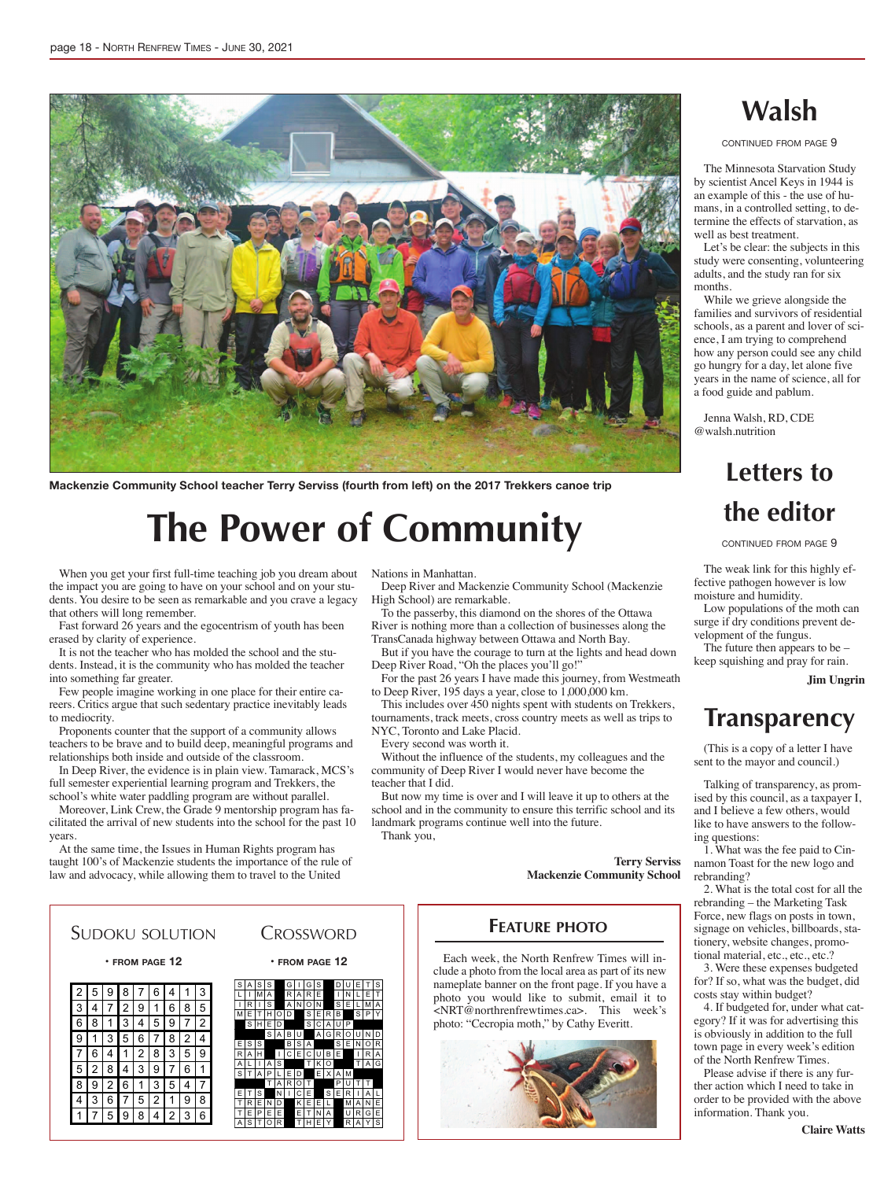Mackenzie Community School teacher Terry Serviss (fourth from left) on the 2017 Trekkers canoe trip

# The Power of Community

When you get your first full-time teaching job you dream about the impact you are going to have on your school and on your students. You desire to be seen as remarkable and you crave a legacy that others will long remember.

Fast forward 26 years and the egocentrism of youth has been erased by clarity of experience.

It is not the teacher who has molded the school and the students. Instead, it is the community who has molded the teacher into something far greater.

Few people imagine working in one place for their entire careers. Critics argue that such sedentary practice inevitably leads to mediocrity.

Proponents counter that the support of a community allows teachers to be brave and to build deep, meaningful programs and relationships both inside and outside of the classroom.

In Deep River, the evidence is in plain view. Tamarack, MCS's full semester experiential learning program and Trekkers, the school's white water paddling program are without parallel.

Moreover, Link Crew, the Grade 9 mentorship program has facilitated the arrival of new students into the school for the past 10 years.

At the same time, the Issues in Human Rights program has taught 100's of Mackenzie students the importance of the rule of law and advocacy, while allowing them to travel to the United Nations in Manhattan.

Deep River and Mackenzie Community School (Mackenzie High School) are remarkable.

To the passerby, this diamond on the shores of the Ottawa River is nothing more than a collection of businesses along the TransCanada highway between Ottawa and North Bay.

But if you have the courage to turn at the lights and head down Deep River Road, "Oh the places you'll go!"

For the past 26 years I have made this journey, from Westmeath to Deep River, 195 days a year, close to 1,000,000 km.

This includes over 450 nights spent with students on Trekkers, tournaments, track meets, cross country meets as well as trips to NYC, Toronto and Lake Placid.

Every second was worth it.

Without the influence of the students, my colleagues and the community of Deep River I would never have become the teacher that I did.

But now my time is over and I will leave it up to others at the school and in the community to ensure this terrific school and its landmark programs continue well into the future.

Thank you,

**Terry Serviss**
**Mackenzie Community School**

## Walsh

CONTINUED FROM PAGE 9

The Minnesota Starvation Study by scientist Ancel Keys in 1944 is an example of this - the use of humans, in a controlled setting, to determine the effects of starvation, as well as best treatment.

Let's be clear: the subjects in this study were consenting, volunteering adults, and the study ran for six months.

While we grieve alongside the families and survivors of residential schools, as a parent and lover of science, I am trying to comprehend how any person could see any child go hungry for a day, let alone five years in the name of science, all for a food guide and pablum.

Jenna Walsh, RD, CDE
@walsh.nutrition

## Letters to the editor

CONTINUED FROM PAGE 9

The weak link for this highly effective pathogen however is low moisture and humidity.

Low populations of the moth can surge if dry conditions prevent development of the fungus.

The future then appears to be – keep squishing and pray for rain.

**Jim Ungrin**

## Transparency

(This is a copy of a letter I have sent to the mayor and council.)

Talking of transparency, as promised by this council, as a taxpayer I, and I believe a few others, would like to have answers to the following questions:

1. What was the fee paid to Cinnamon Toast for the new logo and rebranding?
2. What is the total cost for all the rebranding – the Marketing Task Force, new flags on posts in town, signage on vehicles, billboards, stationery, website changes, promotional material, etc., etc., etc.?
3. Were these expenses budgeted for? If so, what was the budget, did costs stay within budget?
4. If budgeted for, under what category? If it was for advertising this is obviously in addition to the full town page in every week's edition of the North Renfrew Times.

Please advise if there is any further action which I need to take in order to be provided with the above information. Thank you.

**Claire Watts**

## Sudoku Solution

• FROM PAGE 12

| | | | | | | | | |
|---|---|---|---|---|---|---|---|---|
| 2 | 5 | 9 | 8 | 7 | 6 | 4 | 1 | 3 |
| 3 | 4 | 7 | 2 | 9 | 1 | 6 | 8 | 5 |
| 6 | 8 | 1 | 3 | 4 | 5 | 9 | 7 | 2 |
| 9 | 1 | 3 | 5 | 6 | 7 | 8 | 2 | 4 |
| 7 | 6 | 4 | 1 | 2 | 8 | 3 | 5 | 9 |
| 5 | 2 | 8 | 4 | 3 | 9 | 7 | 6 | 1 |
| 8 | 9 | 2 | 6 | 1 | 3 | 5 | 4 | 7 |
| 4 | 3 | 6 | 7 | 5 | 2 | 1 | 9 | 8 |
| 1 | 7 | 5 | 9 | 8 | 4 | 2 | 3 | 6 |

## Crossword

• FROM PAGE 12

| | | | | | | | | | | | | | | |
|---|---|---|---|---|---|---|---|---|---|---|---|---|---|---|
| S | A | S | S | | G | I | G | S | | D | U | E | T | S |
| L | I | M | A | | R | A | R | E | | I | N | L | E | T |
| I | R | I | S | | A | N | O | N | | S | E | L | M | A |
| M | E | T | H | O | D | | S | E | R | B | | S | P | Y |
| | S | H | E | D | | | S | C | A | U | P | | | |
| | | | S | A | B | U | | A | G | R | O | U | N | D |
| E | S | S | | | B | S | A | | | S | E | N | O | R |
| R | A | H | | I | C | E | C | U | B | E | | I | R | A |
| A | L | I | A | S | | | T | K | O | | | T | A | G |
| S | T | A | P | L | E | D | | E | X | A | M | | | |
| | | | T | A | R | O | T | | | P | U | T | T | |
| E | T | S | | N | I | C | E | | S | E | R | I | A | L |
| T | R | E | N | D | | K | E | E | L | | M | A | N | E |
| T | E | P | E | E | | E | T | N | A | | U | R | G | E |
| A | S | T | O | R | | T | H | E | Y | | R | A | Y | S |

## Feature Photo

Each week, the North Renfrew Times will include a photo from the local area as part of its new nameplate banner on the front page. If you have a photo you would like to submit, email it to <NRT@northrenfrewtimes.ca>. This week's photo: "Cecropia moth," by Cathy Everitt.